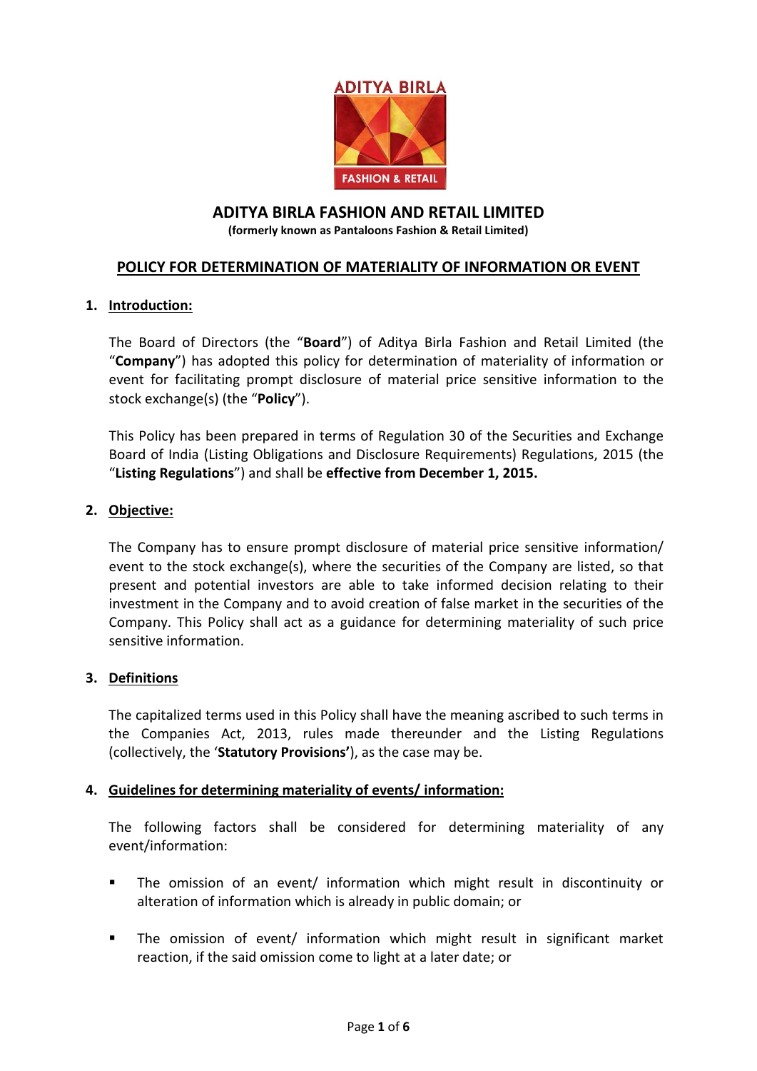# ADITYA BIRLA FASHION AND RETAIL LIMITED

**(formerly known as Pantaloons Fashion & Retail Limited)**

## POLICY FOR DETERMINATION OF MATERIALITY OF INFORMATION OR EVENT

### 1. Introduction:

The Board of Directors (the "**Board**") of Aditya Birla Fashion and Retail Limited (the "**Company**") has adopted this policy for determination of materiality of information or event for facilitating prompt disclosure of material price sensitive information to the stock exchange(s) (the "**Policy**").

This Policy has been prepared in terms of Regulation 30 of the Securities and Exchange Board of India (Listing Obligations and Disclosure Requirements) Regulations, 2015 (the "**Listing Regulations**") and shall be **effective from December 1, 2015.**

### 2. Objective:

The Company has to ensure prompt disclosure of material price sensitive information/ event to the stock exchange(s), where the securities of the Company are listed, so that present and potential investors are able to take informed decision relating to their investment in the Company and to avoid creation of false market in the securities of the Company. This Policy shall act as a guidance for determining materiality of such price sensitive information.

### 3. Definitions

The capitalized terms used in this Policy shall have the meaning ascribed to such terms in the Companies Act, 2013, rules made thereunder and the Listing Regulations (collectively, the '**Statutory Provisions'**), as the case may be.

### 4. Guidelines for determining materiality of events/ information:

The following factors shall be considered for determining materiality of any event/information:

- The omission of an event/ information which might result in discontinuity or alteration of information which is already in public domain; or
- The omission of event/ information which might result in significant market reaction, if the said omission come to light at a later date; or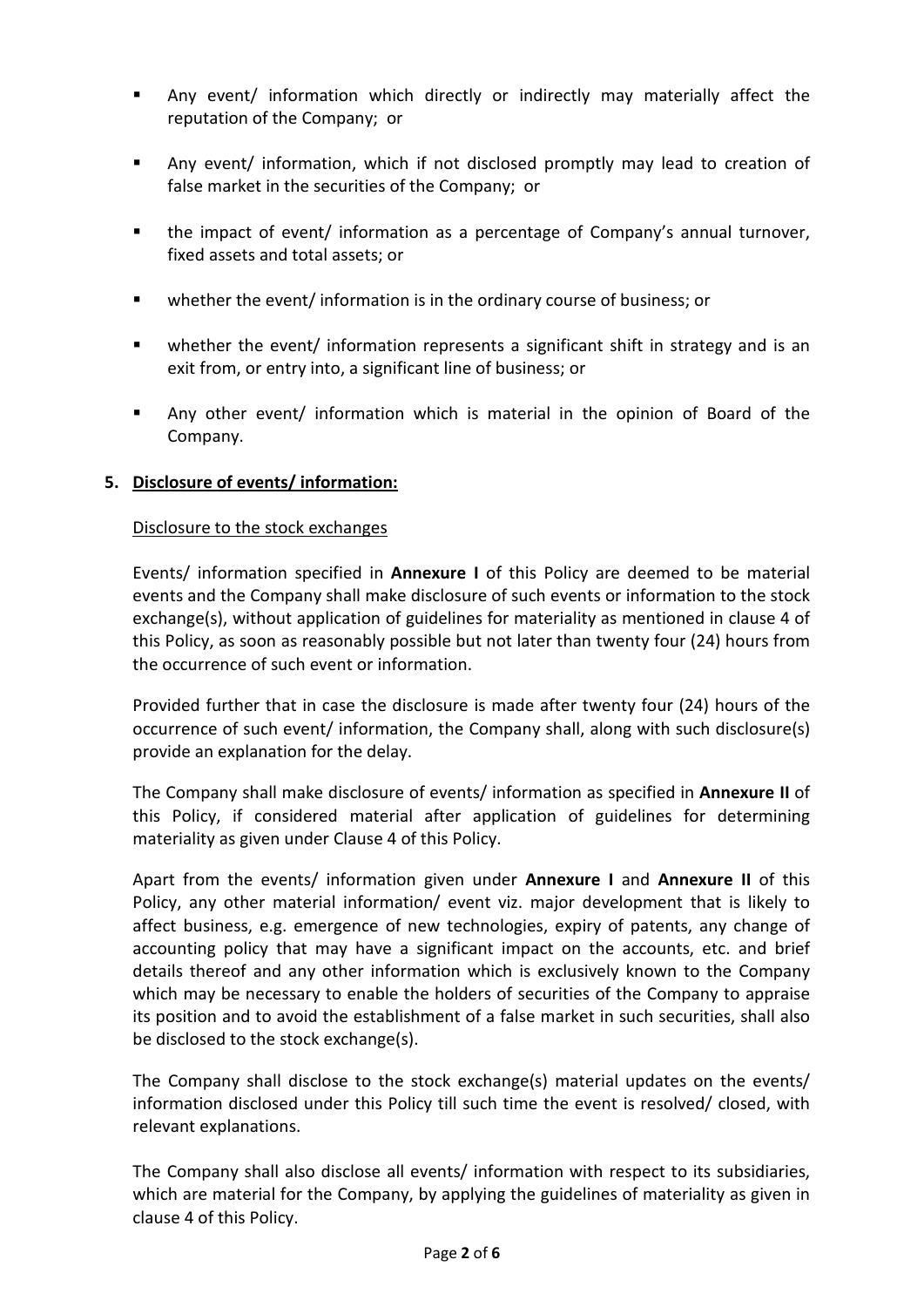- Any event/ information which directly or indirectly may materially affect the reputation of the Company; or
- Any event/ information, which if not disclosed promptly may lead to creation of false market in the securities of the Company; or
- the impact of event/ information as a percentage of Company's annual turnover, fixed assets and total assets; or
- whether the event/ information is in the ordinary course of business; or
- whether the event/ information represents a significant shift in strategy and is an exit from, or entry into, a significant line of business; or
- Any other event/ information which is material in the opinion of Board of the Company.

## 5. Disclosure of events/ information:

Disclosure to the stock exchanges

Events/ information specified in **Annexure I** of this Policy are deemed to be material events and the Company shall make disclosure of such events or information to the stock exchange(s), without application of guidelines for materiality as mentioned in clause 4 of this Policy, as soon as reasonably possible but not later than twenty four (24) hours from the occurrence of such event or information.

Provided further that in case the disclosure is made after twenty four (24) hours of the occurrence of such event/ information, the Company shall, along with such disclosure(s) provide an explanation for the delay.

The Company shall make disclosure of events/ information as specified in **Annexure II** of this Policy, if considered material after application of guidelines for determining materiality as given under Clause 4 of this Policy.

Apart from the events/ information given under **Annexure I** and **Annexure II** of this Policy, any other material information/ event viz. major development that is likely to affect business, e.g. emergence of new technologies, expiry of patents, any change of accounting policy that may have a significant impact on the accounts, etc. and brief details thereof and any other information which is exclusively known to the Company which may be necessary to enable the holders of securities of the Company to appraise its position and to avoid the establishment of a false market in such securities, shall also be disclosed to the stock exchange(s).

The Company shall disclose to the stock exchange(s) material updates on the events/ information disclosed under this Policy till such time the event is resolved/ closed, with relevant explanations.

The Company shall also disclose all events/ information with respect to its subsidiaries, which are material for the Company, by applying the guidelines of materiality as given in clause 4 of this Policy.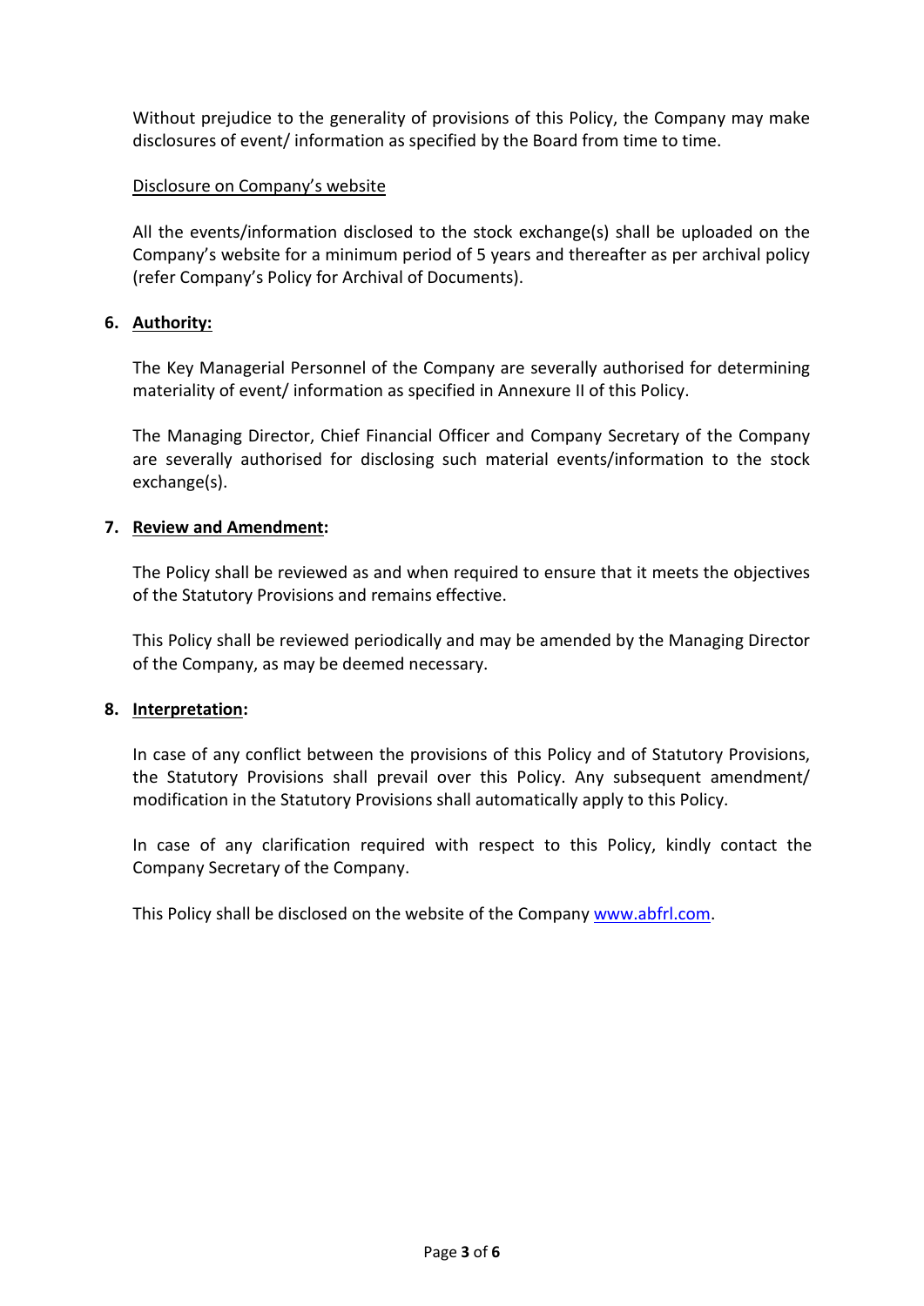Without prejudice to the generality of provisions of this Policy, the Company may make disclosures of event/ information as specified by the Board from time to time.

<u>Disclosure on Company's website</u>

All the events/information disclosed to the stock exchange(s) shall be uploaded on the Company's website for a minimum period of 5 years and thereafter as per archival policy (refer Company's Policy for Archival of Documents).

## 6. Authority:

The Key Managerial Personnel of the Company are severally authorised for determining materiality of event/ information as specified in Annexure II of this Policy.

The Managing Director, Chief Financial Officer and Company Secretary of the Company are severally authorised for disclosing such material events/information to the stock exchange(s).

## 7. Review and Amendment:

The Policy shall be reviewed as and when required to ensure that it meets the objectives of the Statutory Provisions and remains effective.

This Policy shall be reviewed periodically and may be amended by the Managing Director of the Company, as may be deemed necessary.

## 8. Interpretation:

In case of any conflict between the provisions of this Policy and of Statutory Provisions, the Statutory Provisions shall prevail over this Policy. Any subsequent amendment/ modification in the Statutory Provisions shall automatically apply to this Policy.

In case of any clarification required with respect to this Policy, kindly contact the Company Secretary of the Company.

This Policy shall be disclosed on the website of the Company [www.abfrl.com](http://www.abfrl.com).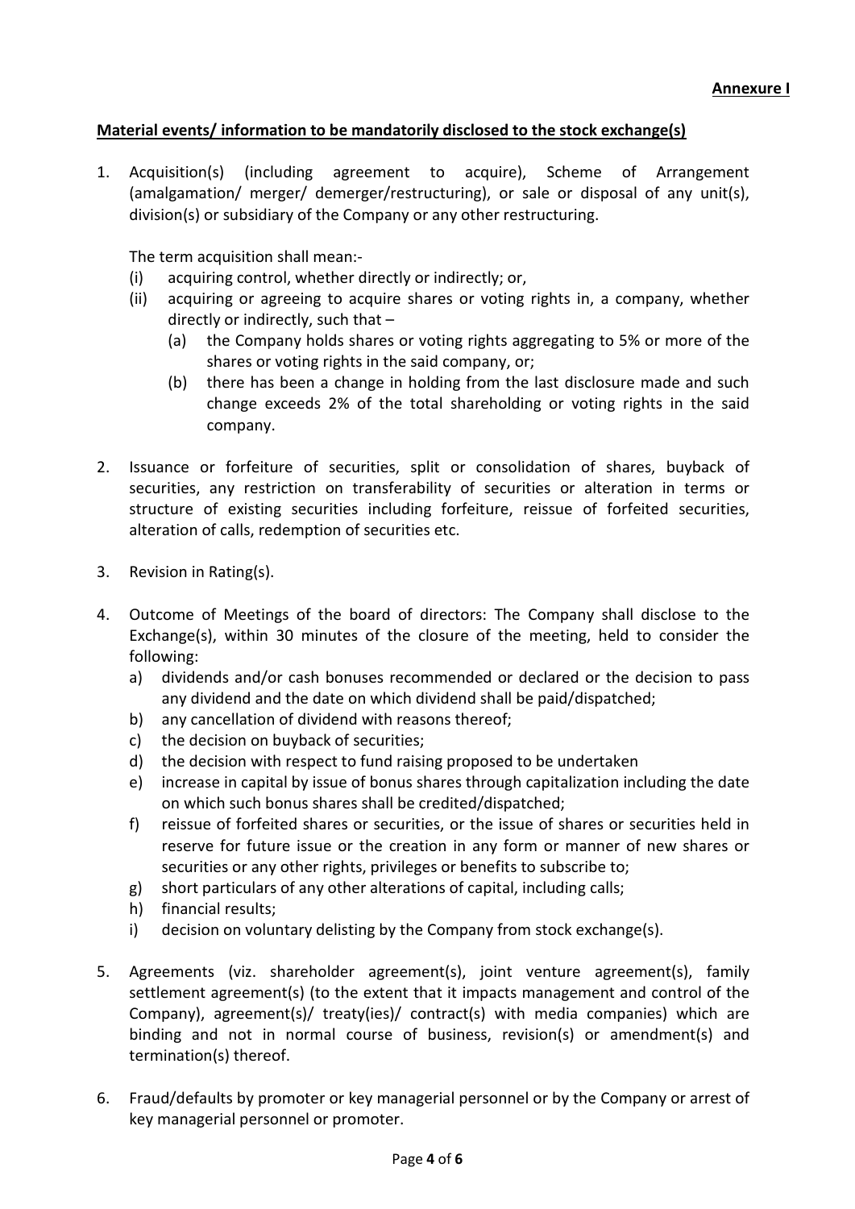**Annexure I**

**Material events/ information to be mandatorily disclosed to the stock exchange(s)**

1. Acquisition(s) (including agreement to acquire), Scheme of Arrangement (amalgamation/ merger/ demerger/restructuring), or sale or disposal of any unit(s), division(s) or subsidiary of the Company or any other restructuring.

   The term acquisition shall mean:-
   (i) acquiring control, whether directly or indirectly; or,
   (ii) acquiring or agreeing to acquire shares or voting rights in, a company, whether directly or indirectly, such that –
      (a) the Company holds shares or voting rights aggregating to 5% or more of the shares or voting rights in the said company, or;
      (b) there has been a change in holding from the last disclosure made and such change exceeds 2% of the total shareholding or voting rights in the said company.

2. Issuance or forfeiture of securities, split or consolidation of shares, buyback of securities, any restriction on transferability of securities or alteration in terms or structure of existing securities including forfeiture, reissue of forfeited securities, alteration of calls, redemption of securities etc.

3. Revision in Rating(s).

4. Outcome of Meetings of the board of directors: The Company shall disclose to the Exchange(s), within 30 minutes of the closure of the meeting, held to consider the following:
   a) dividends and/or cash bonuses recommended or declared or the decision to pass any dividend and the date on which dividend shall be paid/dispatched;
   b) any cancellation of dividend with reasons thereof;
   c) the decision on buyback of securities;
   d) the decision with respect to fund raising proposed to be undertaken
   e) increase in capital by issue of bonus shares through capitalization including the date on which such bonus shares shall be credited/dispatched;
   f) reissue of forfeited shares or securities, or the issue of shares or securities held in reserve for future issue or the creation in any form or manner of new shares or securities or any other rights, privileges or benefits to subscribe to;
   g) short particulars of any other alterations of capital, including calls;
   h) financial results;
   i) decision on voluntary delisting by the Company from stock exchange(s).

5. Agreements (viz. shareholder agreement(s), joint venture agreement(s), family settlement agreement(s) (to the extent that it impacts management and control of the Company), agreement(s)/ treaty(ies)/ contract(s) with media companies) which are binding and not in normal course of business, revision(s) or amendment(s) and termination(s) thereof.

6. Fraud/defaults by promoter or key managerial personnel or by the Company or arrest of key managerial personnel or promoter.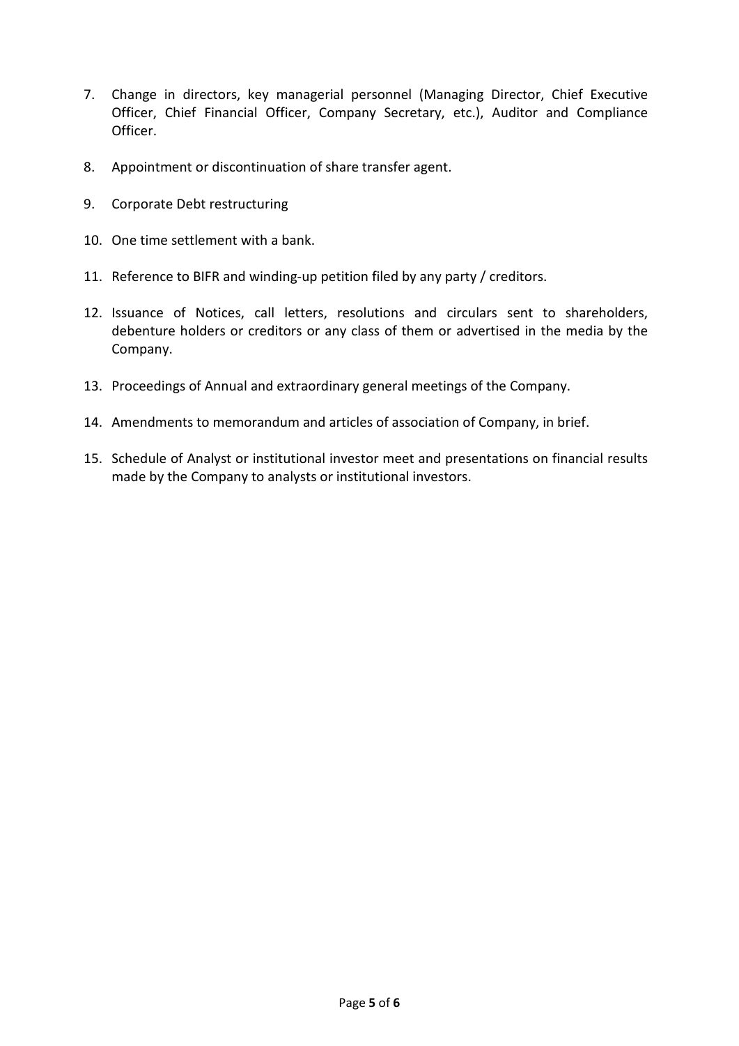7. Change in directors, key managerial personnel (Managing Director, Chief Executive Officer, Chief Financial Officer, Company Secretary, etc.), Auditor and Compliance Officer.

8. Appointment or discontinuation of share transfer agent.

9. Corporate Debt restructuring

10. One time settlement with a bank.

11. Reference to BIFR and winding-up petition filed by any party / creditors.

12. Issuance of Notices, call letters, resolutions and circulars sent to shareholders, debenture holders or creditors or any class of them or advertised in the media by the Company.

13. Proceedings of Annual and extraordinary general meetings of the Company.

14. Amendments to memorandum and articles of association of Company, in brief.

15. Schedule of Analyst or institutional investor meet and presentations on financial results made by the Company to analysts or institutional investors.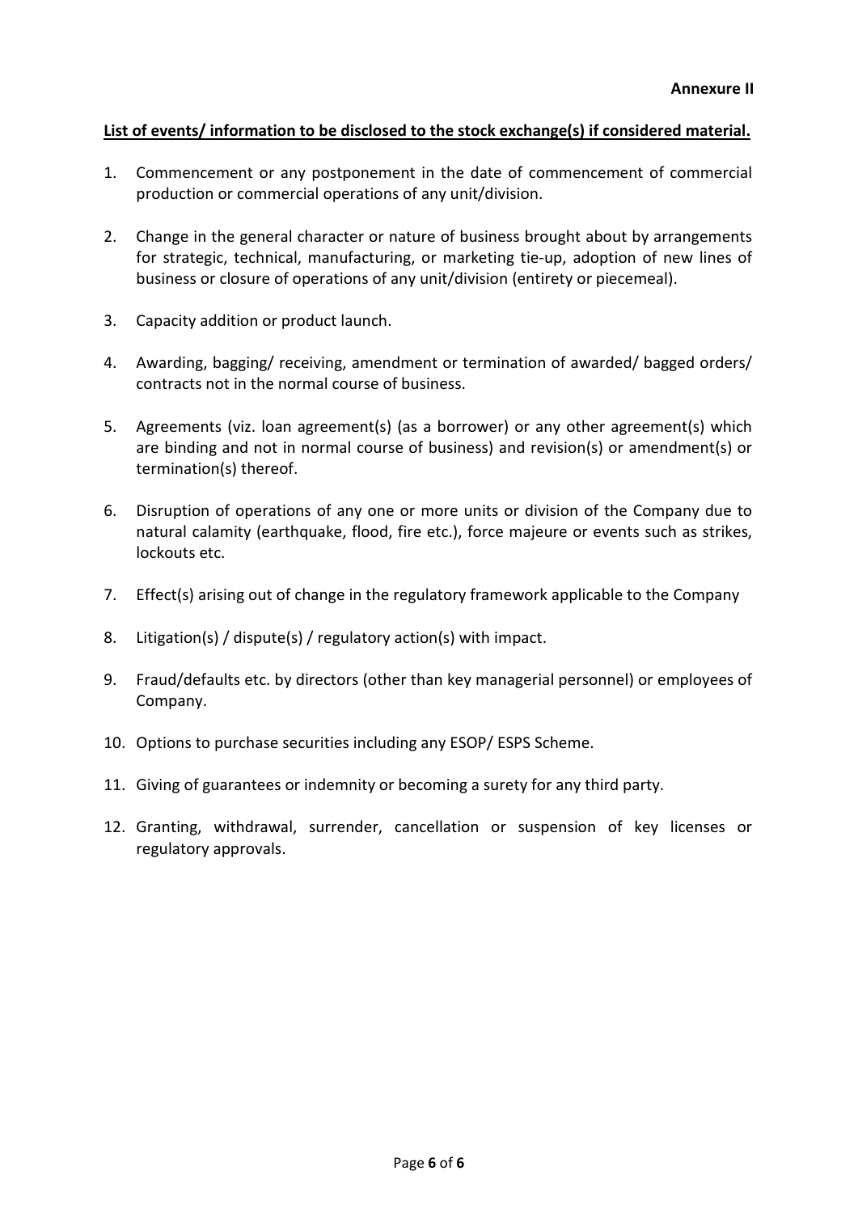**Annexure II**

**List of events/ information to be disclosed to the stock exchange(s) if considered material.**

1. Commencement or any postponement in the date of commencement of commercial production or commercial operations of any unit/division.

2. Change in the general character or nature of business brought about by arrangements for strategic, technical, manufacturing, or marketing tie-up, adoption of new lines of business or closure of operations of any unit/division (entirety or piecemeal).

3. Capacity addition or product launch.

4. Awarding, bagging/ receiving, amendment or termination of awarded/ bagged orders/ contracts not in the normal course of business.

5. Agreements (viz. loan agreement(s) (as a borrower) or any other agreement(s) which are binding and not in normal course of business) and revision(s) or amendment(s) or termination(s) thereof.

6. Disruption of operations of any one or more units or division of the Company due to natural calamity (earthquake, flood, fire etc.), force majeure or events such as strikes, lockouts etc.

7. Effect(s) arising out of change in the regulatory framework applicable to the Company

8. Litigation(s) / dispute(s) / regulatory action(s) with impact.

9. Fraud/defaults etc. by directors (other than key managerial personnel) or employees of Company.

10. Options to purchase securities including any ESOP/ ESPS Scheme.

11. Giving of guarantees or indemnity or becoming a surety for any third party.

12. Granting, withdrawal, surrender, cancellation or suspension of key licenses or regulatory approvals.